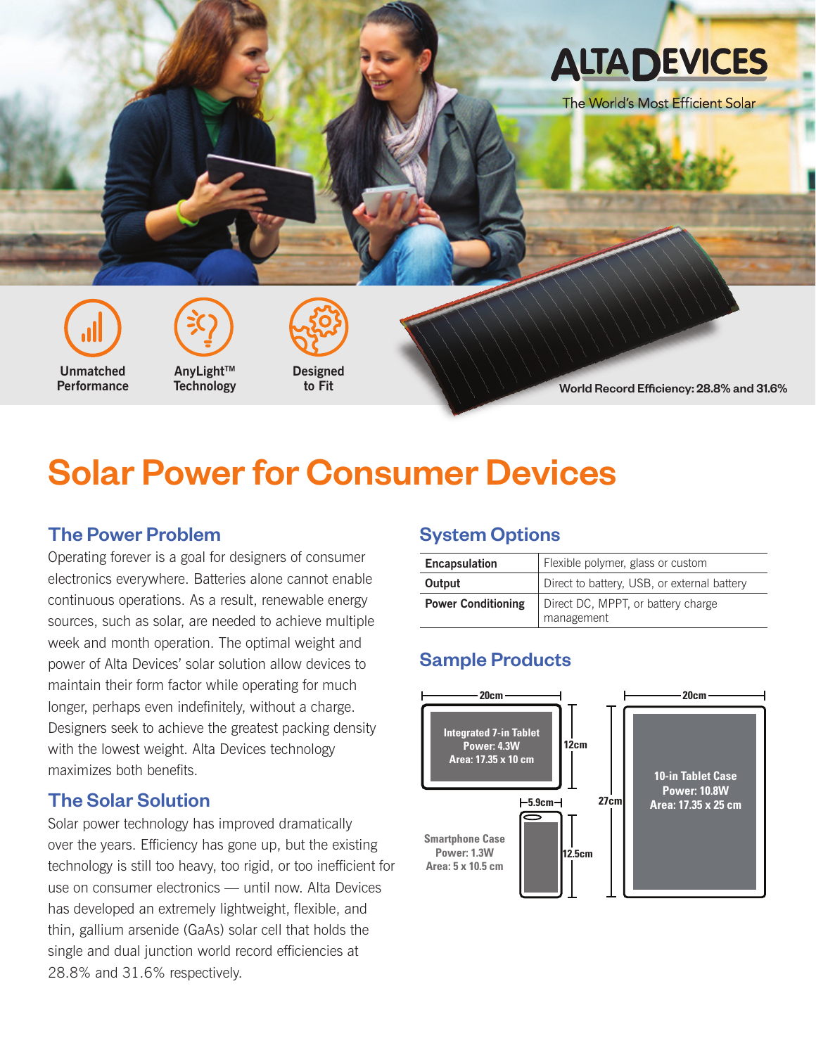ALTA DEVICES

The World's Most Efficient Solar

**Unmatched Performance**

**AnyLight™ Technology**

**Designed to Fit**

**World Record Efficiency: 28.8% and 31.6%**

# Solar Power for Consumer Devices

## The Power Problem

Operating forever is a goal for designers of consumer electronics everywhere. Batteries alone cannot enable continuous operations. As a result, renewable energy sources, such as solar, are needed to achieve multiple week and month operation. The optimal weight and power of Alta Devices' solar solution allow devices to maintain their form factor while operating for much longer, perhaps even indefinitely, without a charge. Designers seek to achieve the greatest packing density with the lowest weight. Alta Devices technology maximizes both benefits.

## The Solar Solution

Solar power technology has improved dramatically over the years. Efficiency has gone up, but the existing technology is still too heavy, too rigid, or too inefficient for use on consumer electronics — until now. Alta Devices has developed an extremely lightweight, flexible, and thin, gallium arsenide (GaAs) solar cell that holds the single and dual junction world record efficiencies at 28.8% and 31.6% respectively.

## System Options

| | |
|---|---|
| **Encapsulation** | Flexible polymer, glass or custom |
| **Output** | Direct to battery, USB, or external battery |
| **Power Conditioning** | Direct DC, MPPT, or battery charge management |

## Sample Products

**Integrated 7-in Tablet**
Power: 4.3W
Area: 17.35 x 10 cm
(Dimensions: 20cm x 12cm)

**Smartphone Case**
Power: 1.3W
Area: 5 x 10.5 cm
(Dimensions: 5.9cm x 12.5cm)

**10-in Tablet Case**
Power: 10.8W
Area: 17.35 x 25 cm
(Dimensions: 20cm x 27cm)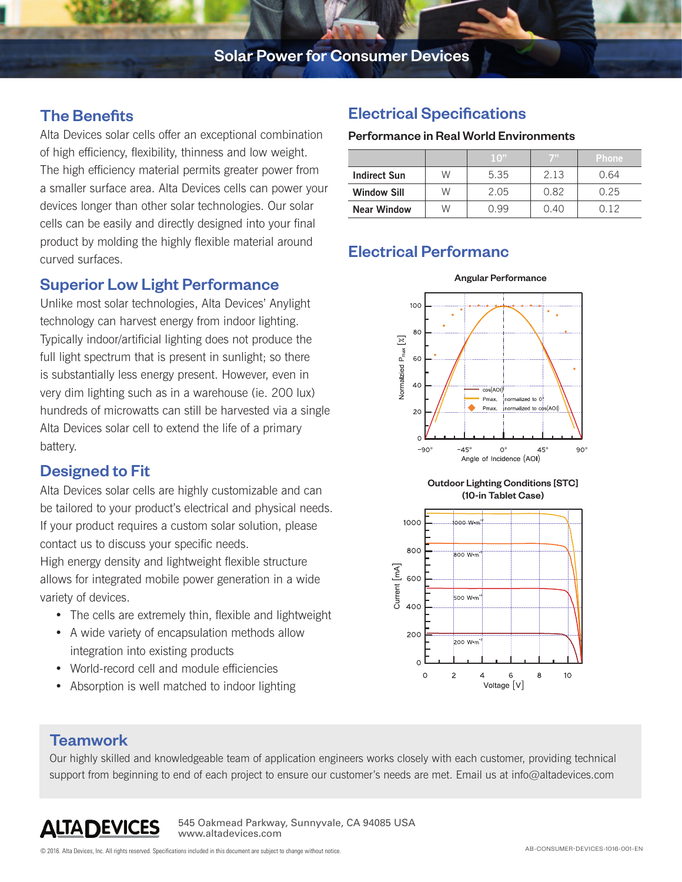# Solar Power for Consumer Devices

## The Benefits

Alta Devices solar cells offer an exceptional combination of high efficiency, flexibility, thinness and low weight. The high efficiency material permits greater power from a smaller surface area. Alta Devices cells can power your devices longer than other solar technologies. Our solar cells can be easily and directly designed into your final product by molding the highly flexible material around curved surfaces.

## Superior Low Light Performance

Unlike most solar technologies, Alta Devices' Anylight technology can harvest energy from indoor lighting. Typically indoor/artificial lighting does not produce the full light spectrum that is present in sunlight; so there is substantially less energy present. However, even in very dim lighting such as in a warehouse (ie. 200 lux) hundreds of microwatts can still be harvested via a single Alta Devices solar cell to extend the life of a primary battery.

## Designed to Fit

Alta Devices solar cells are highly customizable and can be tailored to your product's electrical and physical needs. If your product requires a custom solar solution, please contact us to discuss your specific needs.

High energy density and lightweight flexible structure allows for integrated mobile power generation in a wide variety of devices.

- The cells are extremely thin, flexible and lightweight
- A wide variety of encapsulation methods allow integration into existing products
- World-record cell and module efficiencies
- Absorption is well matched to indoor lighting

## Electrical Specifications

### Performance in Real World Environments

| | | 10" | 7" | Phone |
|---|---|---|---|---|
| **Indirect Sun** | W | 5.35 | 2.13 | 0.64 |
| **Window Sill** | W | 2.05 | 0.82 | 0.25 |
| **Near Window** | W | 0.99 | 0.40 | 0.12 |

## Electrical Performanc

Angular Performance

Normalized $P_{max}$ [%]

100
80
60
40
20
0

-90° -45° 0° 45° 90°

Angle of Incidence (AOI)

cos(AOI)
Pmax, normalized to 0°
Pmax, normalized to cos(AOI)

Outdoor Lighting Conditions [STC] (10-in Tablet Case)

Current [mA]

1000
800
600
400
200
0

0 2 4 6 8 10

Voltage [V]

1000 W·m⁻²
800 W·m⁻²
500 W·m⁻²
200 W·m⁻²

## Teamwork

Our highly skilled and knowledgeable team of application engineers works closely with each customer, providing technical support from beginning to end of each project to ensure our customer's needs are met. Email us at info@altadevices.com

ALTA DEVICES

545 Oakmead Parkway, Sunnyvale, CA 94085 USA
www.altadevices.com

© 2016. Alta Devices, Inc. All rights reserved. Specifications included in this document are subject to change without notice.

AB-CONSUMER-DEVICES-1016-001-EN